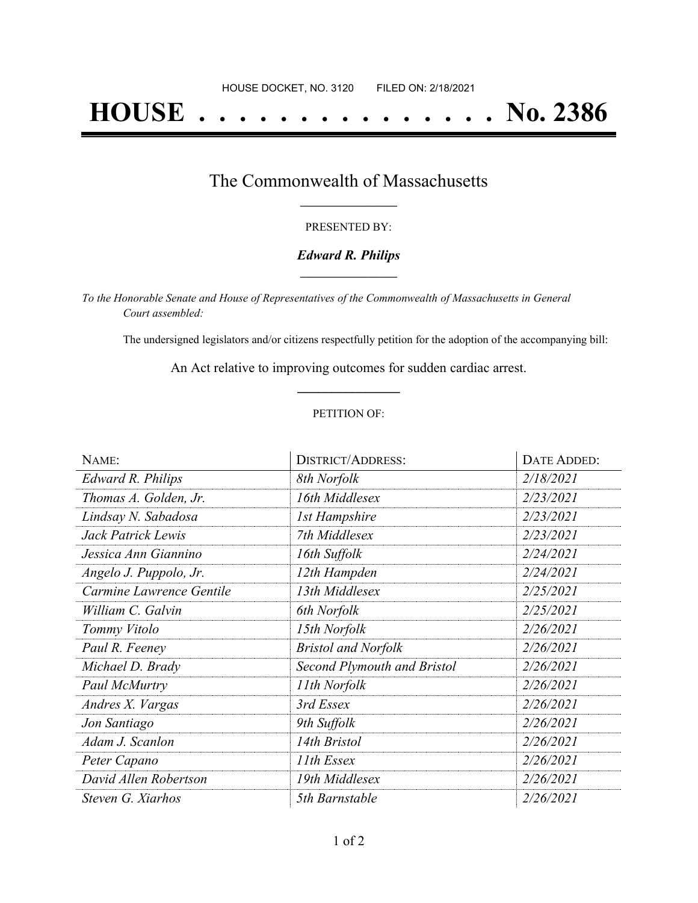HOUSE DOCKET, NO. 3120 FILED ON: 2/18/2021

# HOUSE . . . . . . . . . . . . . . . No. 2386

## The Commonwealth of Massachusetts

PRESENTED BY:

***Edward R. Philips***

*To the Honorable Senate and House of Representatives of the Commonwealth of Massachusetts in General Court assembled:*

The undersigned legislators and/or citizens respectfully petition for the adoption of the accompanying bill:

An Act relative to improving outcomes for sudden cardiac arrest.

PETITION OF:

| NAME: | DISTRICT/ADDRESS: | DATE ADDED: |
|---|---|---|
| *Edward R. Philips* | *8th Norfolk* | *2/18/2021* |
| *Thomas A. Golden, Jr.* | *16th Middlesex* | *2/23/2021* |
| *Lindsay N. Sabadosa* | *1st Hampshire* | *2/23/2021* |
| *Jack Patrick Lewis* | *7th Middlesex* | *2/23/2021* |
| *Jessica Ann Giannino* | *16th Suffolk* | *2/24/2021* |
| *Angelo J. Puppolo, Jr.* | *12th Hampden* | *2/24/2021* |
| *Carmine Lawrence Gentile* | *13th Middlesex* | *2/25/2021* |
| *William C. Galvin* | *6th Norfolk* | *2/25/2021* |
| *Tommy Vitolo* | *15th Norfolk* | *2/26/2021* |
| *Paul R. Feeney* | *Bristol and Norfolk* | *2/26/2021* |
| *Michael D. Brady* | *Second Plymouth and Bristol* | *2/26/2021* |
| *Paul McMurtry* | *11th Norfolk* | *2/26/2021* |
| *Andres X. Vargas* | *3rd Essex* | *2/26/2021* |
| *Jon Santiago* | *9th Suffolk* | *2/26/2021* |
| *Adam J. Scanlon* | *14th Bristol* | *2/26/2021* |
| *Peter Capano* | *11th Essex* | *2/26/2021* |
| *David Allen Robertson* | *19th Middlesex* | *2/26/2021* |
| *Steven G. Xiarhos* | *5th Barnstable* | *2/26/2021* |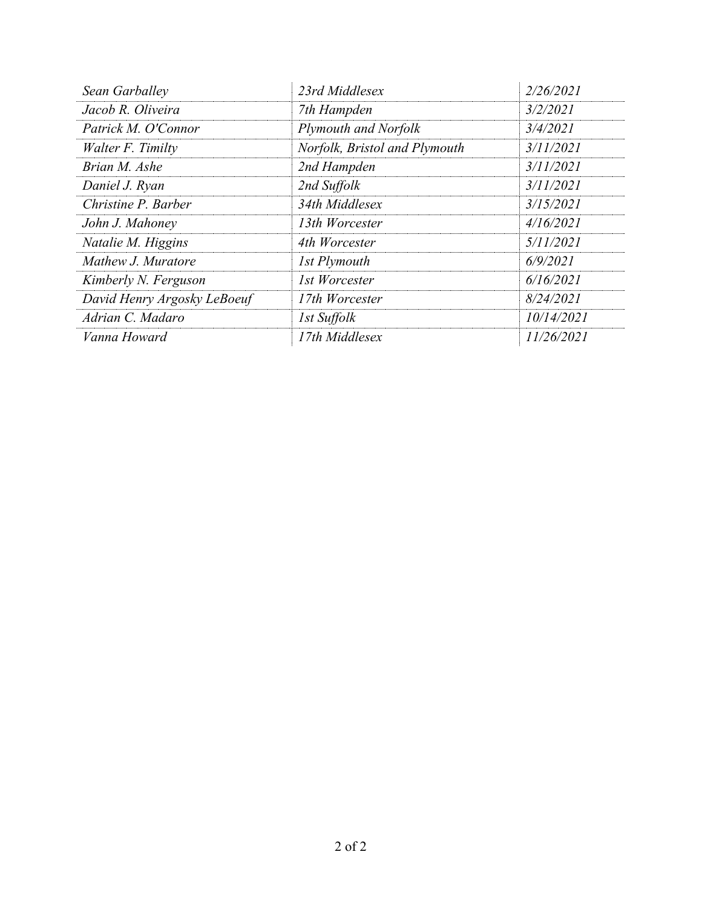| | | |
|---|---|---|
| *Sean Garballey* | *23rd Middlesex* | *2/26/2021* |
| *Jacob R. Oliveira* | *7th Hampden* | *3/2/2021* |
| *Patrick M. O'Connor* | *Plymouth and Norfolk* | *3/4/2021* |
| *Walter F. Timilty* | *Norfolk, Bristol and Plymouth* | *3/11/2021* |
| *Brian M. Ashe* | *2nd Hampden* | *3/11/2021* |
| *Daniel J. Ryan* | *2nd Suffolk* | *3/11/2021* |
| *Christine P. Barber* | *34th Middlesex* | *3/15/2021* |
| *John J. Mahoney* | *13th Worcester* | *4/16/2021* |
| *Natalie M. Higgins* | *4th Worcester* | *5/11/2021* |
| *Mathew J. Muratore* | *1st Plymouth* | *6/9/2021* |
| *Kimberly N. Ferguson* | *1st Worcester* | *6/16/2021* |
| *David Henry Argosky LeBoeuf* | *17th Worcester* | *8/24/2021* |
| *Adrian C. Madaro* | *1st Suffolk* | *10/14/2021* |
| *Vanna Howard* | *17th Middlesex* | *11/26/2021* |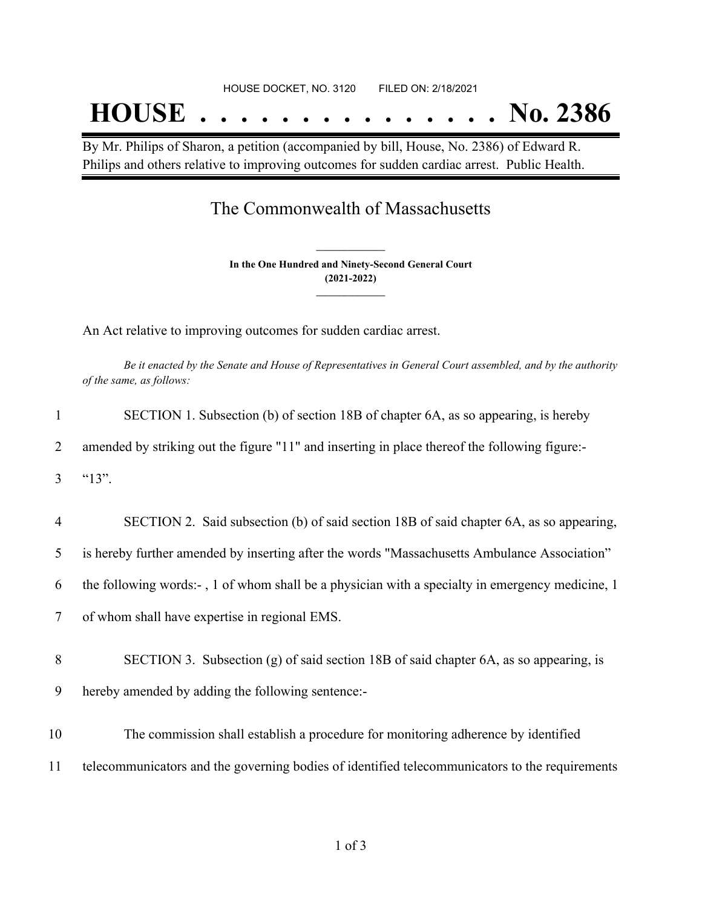HOUSE DOCKET, NO. 3120        FILED ON: 2/18/2021

# HOUSE . . . . . . . . . . . . . . . No. 2386

By Mr. Philips of Sharon, a petition (accompanied by bill, House, No. 2386) of Edward R. Philips and others relative to improving outcomes for sudden cardiac arrest. Public Health.

## The Commonwealth of Massachusetts

**In the One Hundred and Ninety-Second General Court**
**(2021-2022)**

An Act relative to improving outcomes for sudden cardiac arrest.

*Be it enacted by the Senate and House of Representatives in General Court assembled, and by the authority of the same, as follows:*

1 SECTION 1. Subsection (b) of section 18B of chapter 6A, as so appearing, is hereby
2 amended by striking out the figure "11" and inserting in place thereof the following figure:-
3 “13”.

4 SECTION 2. Said subsection (b) of said section 18B of said chapter 6A, as so appearing,
5 is hereby further amended by inserting after the words "Massachusetts Ambulance Association”
6 the following words:- , 1 of whom shall be a physician with a specialty in emergency medicine, 1
7 of whom shall have expertise in regional EMS.

8 SECTION 3. Subsection (g) of said section 18B of said chapter 6A, as so appearing, is
9 hereby amended by adding the following sentence:-

10 The commission shall establish a procedure for monitoring adherence by identified
11 telecommunicators and the governing bodies of identified telecommunicators to the requirements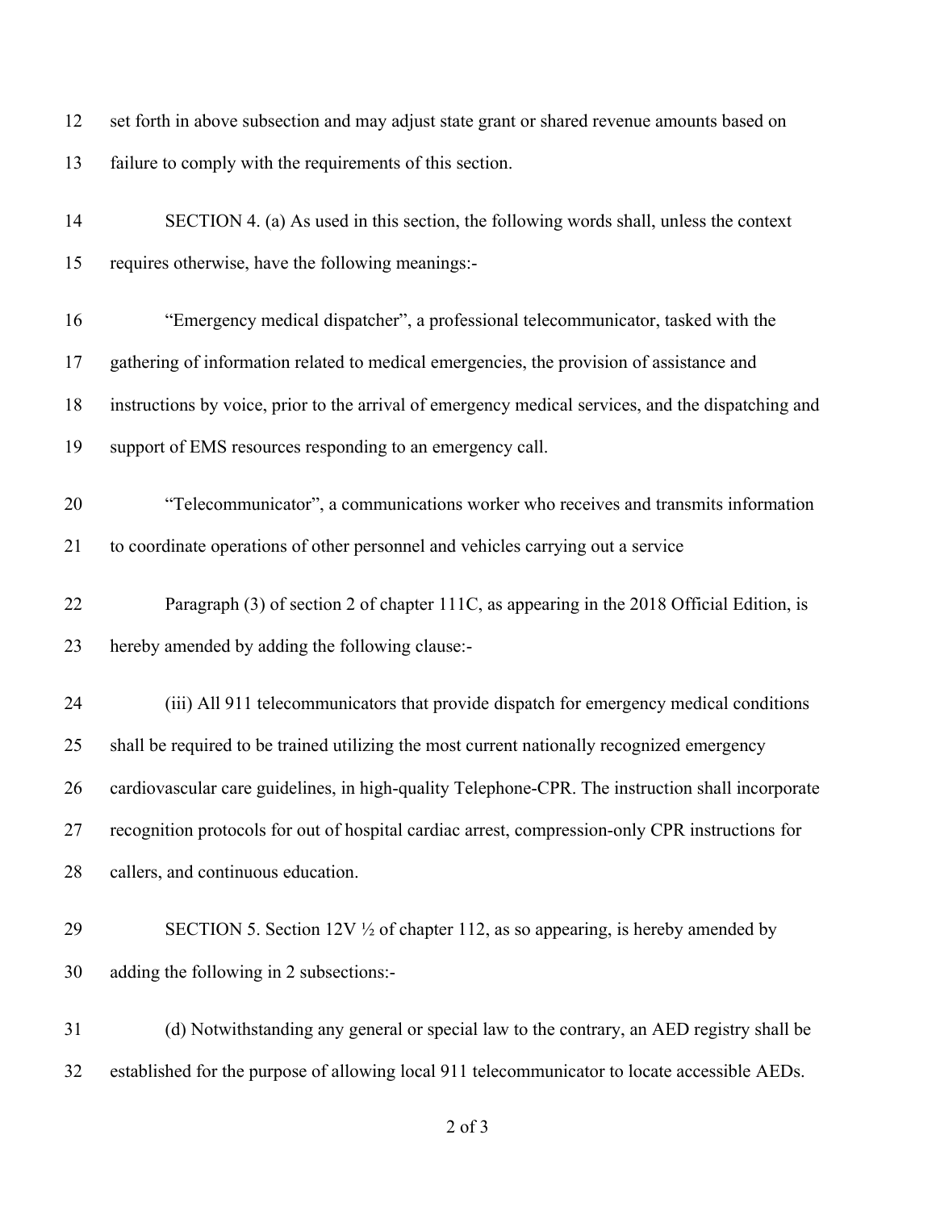set forth in above subsection and may adjust state grant or shared revenue amounts based on failure to comply with the requirements of this section.

SECTION 4. (a) As used in this section, the following words shall, unless the context requires otherwise, have the following meanings:-

"Emergency medical dispatcher", a professional telecommunicator, tasked with the gathering of information related to medical emergencies, the provision of assistance and instructions by voice, prior to the arrival of emergency medical services, and the dispatching and support of EMS resources responding to an emergency call.

"Telecommunicator", a communications worker who receives and transmits information to coordinate operations of other personnel and vehicles carrying out a service

Paragraph (3) of section 2 of chapter 111C, as appearing in the 2018 Official Edition, is hereby amended by adding the following clause:-

(iii) All 911 telecommunicators that provide dispatch for emergency medical conditions shall be required to be trained utilizing the most current nationally recognized emergency cardiovascular care guidelines, in high-quality Telephone-CPR. The instruction shall incorporate recognition protocols for out of hospital cardiac arrest, compression-only CPR instructions for callers, and continuous education.

SECTION 5. Section 12V ½ of chapter 112, as so appearing, is hereby amended by adding the following in 2 subsections:-

(d) Notwithstanding any general or special law to the contrary, an AED registry shall be established for the purpose of allowing local 911 telecommunicator to locate accessible AEDs.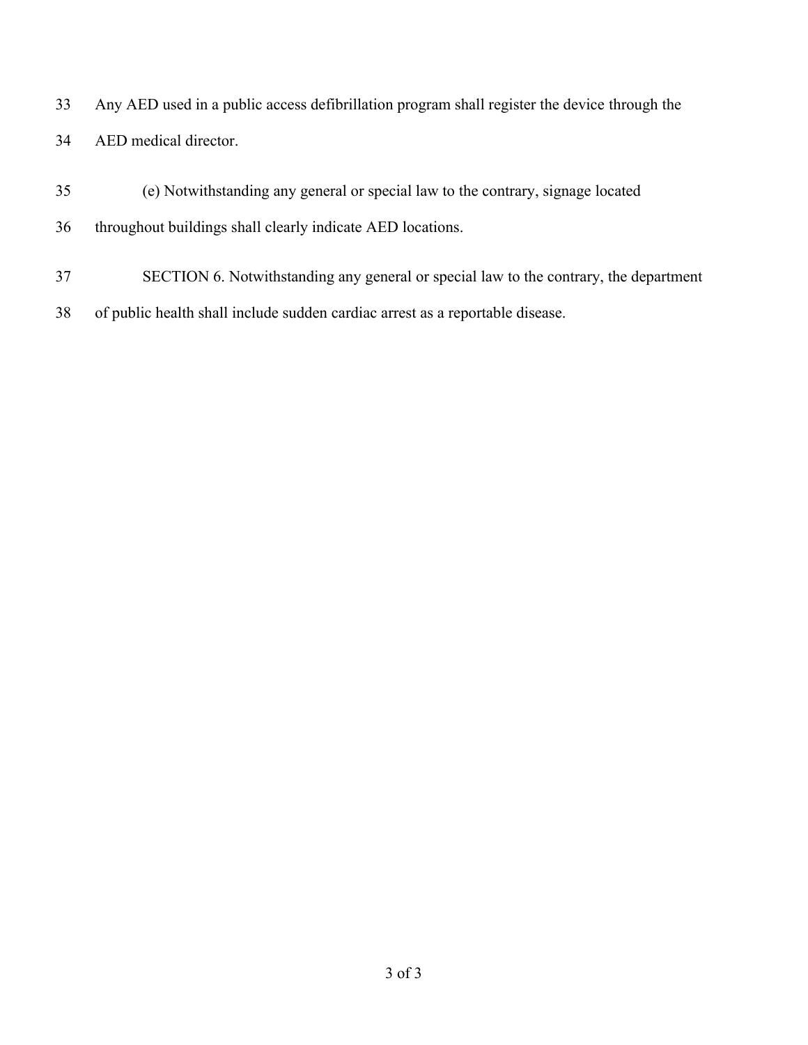Any AED used in a public access defibrillation program shall register the device through the AED medical director.

(e) Notwithstanding any general or special law to the contrary, signage located throughout buildings shall clearly indicate AED locations.

SECTION 6. Notwithstanding any general or special law to the contrary, the department of public health shall include sudden cardiac arrest as a reportable disease.